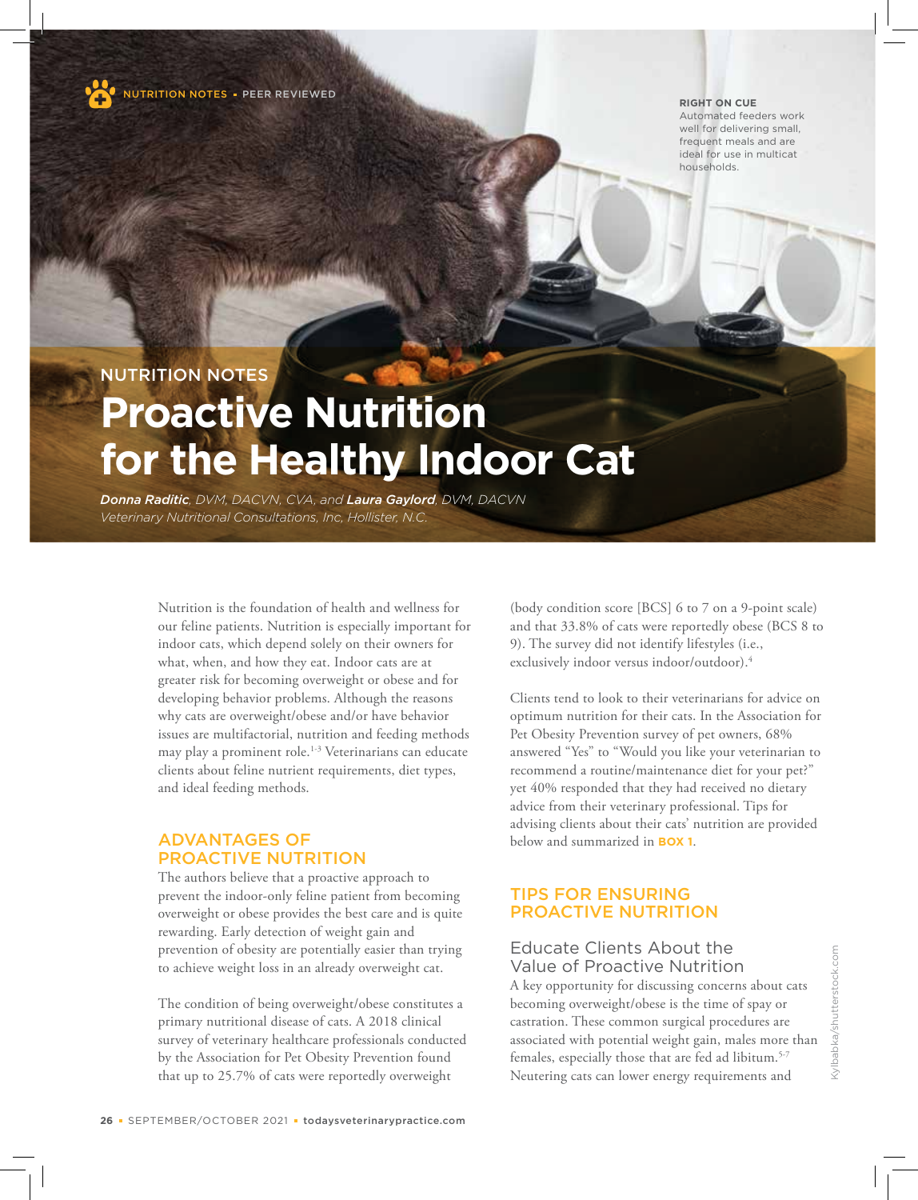NUTRITION NOTES • PEER REVIEWED

**RIGHT ON CUE**
Automated feeders work well for delivering small, frequent meals and are ideal for use in multicat households.

NUTRITION NOTES

# Proactive Nutrition for the Healthy Indoor Cat

***Donna Raditic**, DVM, DACVN, CVA, and **Laura Gaylord**, DVM, DACVN*
*Veterinary Nutritional Consultations, Inc, Hollister, N.C.*

Nutrition is the foundation of health and wellness for our feline patients. Nutrition is especially important for indoor cats, which depend solely on their owners for what, when, and how they eat. Indoor cats are at greater risk for becoming overweight or obese and for developing behavior problems. Although the reasons why cats are overweight/obese and/or have behavior issues are multifactorial, nutrition and feeding methods may play a prominent role.[1-3] Veterinarians can educate clients about feline nutrient requirements, diet types, and ideal feeding methods.

## ADVANTAGES OF PROACTIVE NUTRITION

The authors believe that a proactive approach to prevent the indoor-only feline patient from becoming overweight or obese provides the best care and is quite rewarding. Early detection of weight gain and prevention of obesity are potentially easier than trying to achieve weight loss in an already overweight cat.

The condition of being overweight/obese constitutes a primary nutritional disease of cats. A 2018 clinical survey of veterinary healthcare professionals conducted by the Association for Pet Obesity Prevention found that up to 25.7% of cats were reportedly overweight (body condition score [BCS] 6 to 7 on a 9-point scale) and that 33.8% of cats were reportedly obese (BCS 8 to 9). The survey did not identify lifestyles (i.e., exclusively indoor versus indoor/outdoor).[4]

Clients tend to look to their veterinarians for advice on optimum nutrition for their cats. In the Association for Pet Obesity Prevention survey of pet owners, 68% answered "Yes" to "Would you like your veterinarian to recommend a routine/maintenance diet for your pet?" yet 40% responded that they had received no dietary advice from their veterinary professional. Tips for advising clients about their cats' nutrition are provided below and summarized in **BOX 1**.

## TIPS FOR ENSURING PROACTIVE NUTRITION

### Educate Clients About the Value of Proactive Nutrition

A key opportunity for discussing concerns about cats becoming overweight/obese is the time of spay or castration. These common surgical procedures are associated with potential weight gain, males more than females, especially those that are fed ad libitum.[5-7] Neutering cats can lower energy requirements and

Kylbabka/shutterstock.com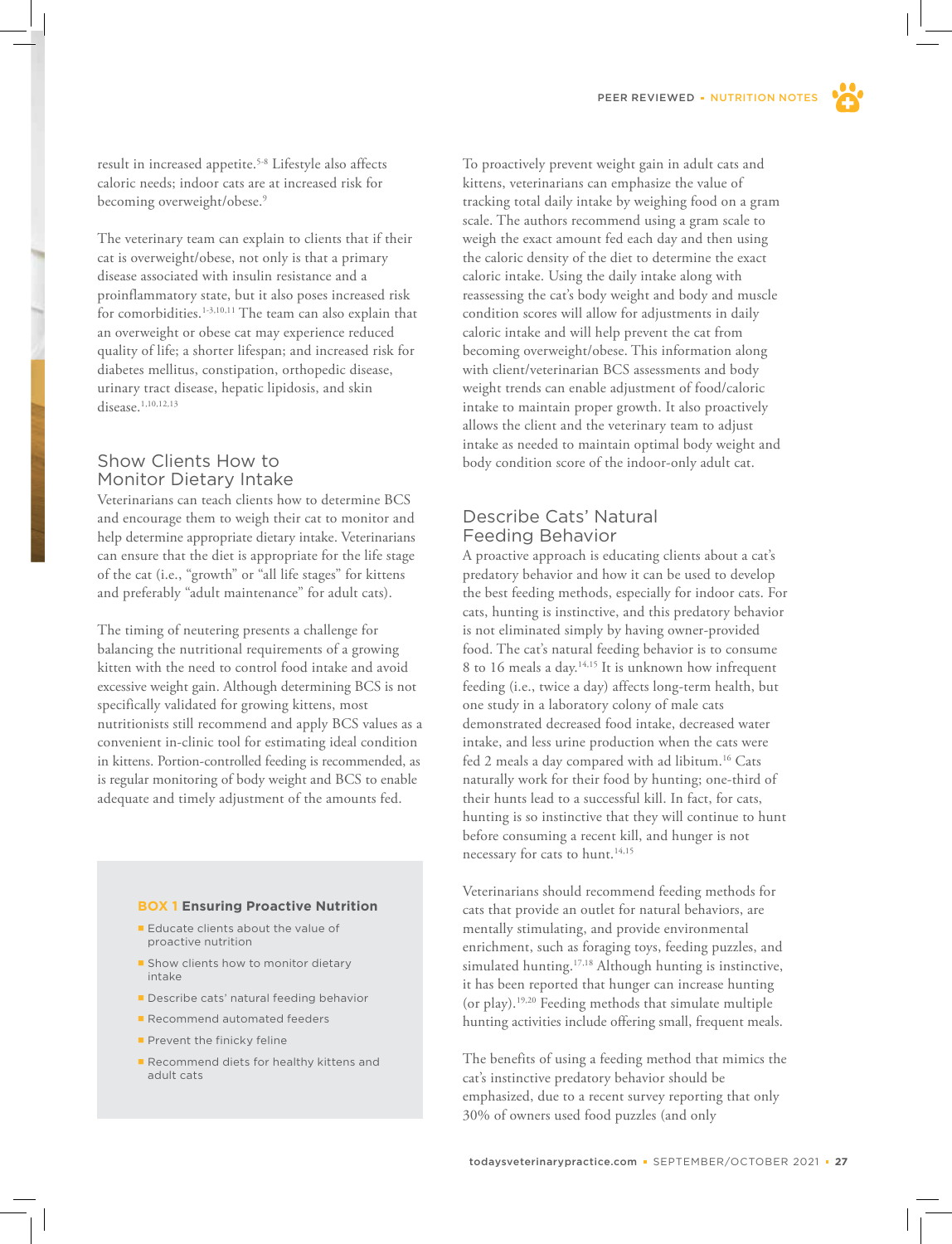result in increased appetite.[5-8] Lifestyle also affects caloric needs; indoor cats are at increased risk for becoming overweight/obese.[9]

The veterinary team can explain to clients that if their cat is overweight/obese, not only is that a primary disease associated with insulin resistance and a proinflammatory state, but it also poses increased risk for comorbidities.[1-3,10,11] The team can also explain that an overweight or obese cat may experience reduced quality of life; a shorter lifespan; and increased risk for diabetes mellitus, constipation, orthopedic disease, urinary tract disease, hepatic lipidosis, and skin disease.[1,10,12,13]

## Show Clients How to Monitor Dietary Intake

Veterinarians can teach clients how to determine BCS and encourage them to weigh their cat to monitor and help determine appropriate dietary intake. Veterinarians can ensure that the diet is appropriate for the life stage of the cat (i.e., "growth" or "all life stages" for kittens and preferably "adult maintenance" for adult cats).

The timing of neutering presents a challenge for balancing the nutritional requirements of a growing kitten with the need to control food intake and avoid excessive weight gain. Although determining BCS is not specifically validated for growing kittens, most nutritionists still recommend and apply BCS values as a convenient in-clinic tool for estimating ideal condition in kittens. Portion-controlled feeding is recommended, as is regular monitoring of body weight and BCS to enable adequate and timely adjustment of the amounts fed.

> **BOX 1 Ensuring Proactive Nutrition**
>
> - Educate clients about the value of proactive nutrition
> - Show clients how to monitor dietary intake
> - Describe cats' natural feeding behavior
> - Recommend automated feeders
> - Prevent the finicky feline
> - Recommend diets for healthy kittens and adult cats

To proactively prevent weight gain in adult cats and kittens, veterinarians can emphasize the value of tracking total daily intake by weighing food on a gram scale. The authors recommend using a gram scale to weigh the exact amount fed each day and then using the caloric density of the diet to determine the exact caloric intake. Using the daily intake along with reassessing the cat's body weight and body and muscle condition scores will allow for adjustments in daily caloric intake and will help prevent the cat from becoming overweight/obese. This information along with client/veterinarian BCS assessments and body weight trends can enable adjustment of food/caloric intake to maintain proper growth. It also proactively allows the client and the veterinary team to adjust intake as needed to maintain optimal body weight and body condition score of the indoor-only adult cat.

## Describe Cats' Natural Feeding Behavior

A proactive approach is educating clients about a cat's predatory behavior and how it can be used to develop the best feeding methods, especially for indoor cats. For cats, hunting is instinctive, and this predatory behavior is not eliminated simply by having owner-provided food. The cat's natural feeding behavior is to consume 8 to 16 meals a day.[14,15] It is unknown how infrequent feeding (i.e., twice a day) affects long-term health, but one study in a laboratory colony of male cats demonstrated decreased food intake, decreased water intake, and less urine production when the cats were fed 2 meals a day compared with ad libitum.[16] Cats naturally work for their food by hunting; one-third of their hunts lead to a successful kill. In fact, for cats, hunting is so instinctive that they will continue to hunt before consuming a recent kill, and hunger is not necessary for cats to hunt.[14,15]

Veterinarians should recommend feeding methods for cats that provide an outlet for natural behaviors, are mentally stimulating, and provide environmental enrichment, such as foraging toys, feeding puzzles, and simulated hunting.[17,18] Although hunting is instinctive, it has been reported that hunger can increase hunting (or play).[19,20] Feeding methods that simulate multiple hunting activities include offering small, frequent meals.

The benefits of using a feeding method that mimics the cat's instinctive predatory behavior should be emphasized, due to a recent survey reporting that only 30% of owners used food puzzles (and only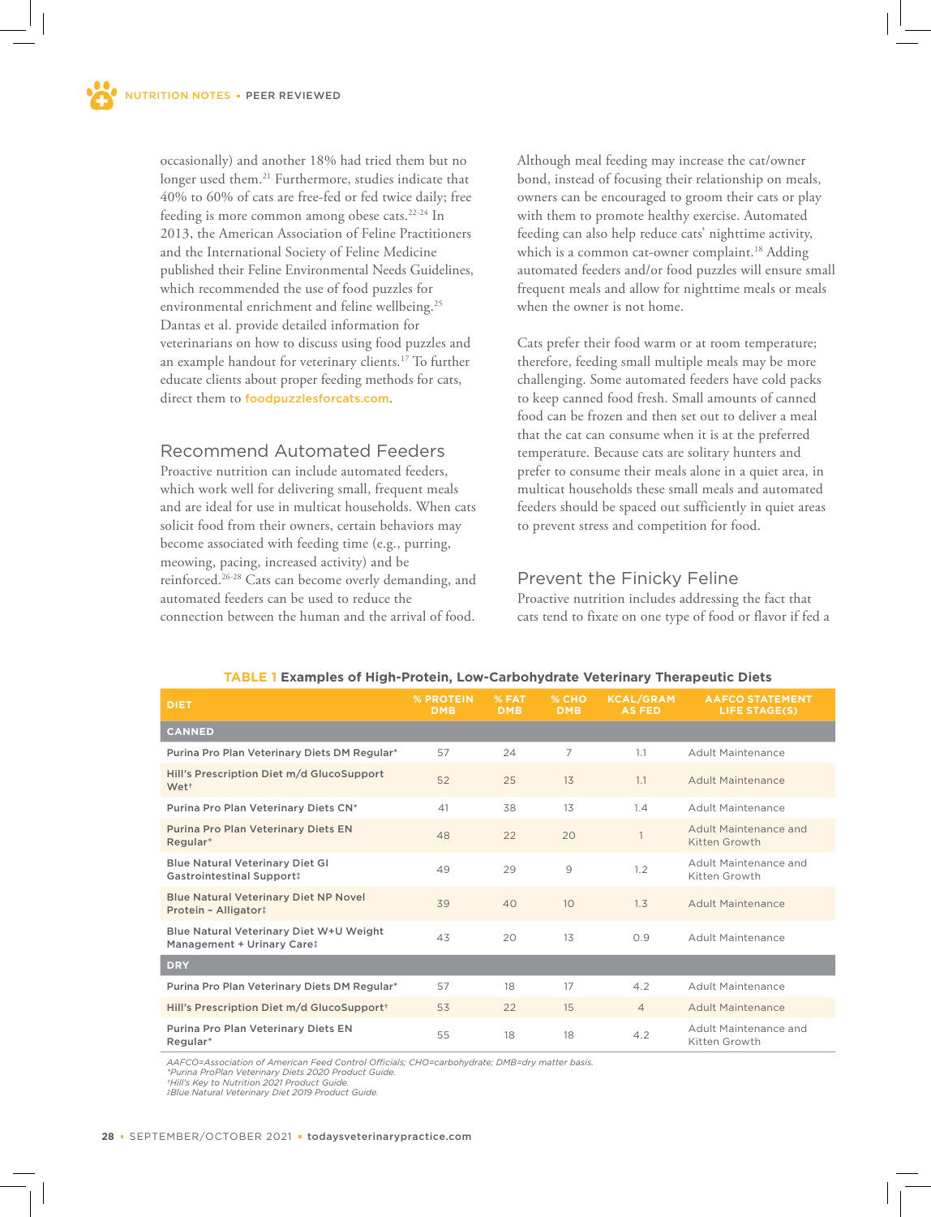occasionally) and another 18% had tried them but no longer used them.[21] Furthermore, studies indicate that 40% to 60% of cats are free-fed or fed twice daily; free feeding is more common among obese cats.[22-24] In 2013, the American Association of Feline Practitioners and the International Society of Feline Medicine published their Feline Environmental Needs Guidelines, which recommended the use of food puzzles for environmental enrichment and feline wellbeing.[25] Dantas et al. provide detailed information for veterinarians on how to discuss using food puzzles and an example handout for veterinary clients.[17] To further educate clients about proper feeding methods for cats, direct them to foodpuzzlesforcats.com.

## Recommend Automated Feeders

Proactive nutrition can include automated feeders, which work well for delivering small, frequent meals and are ideal for use in multicat households. When cats solicit food from their owners, certain behaviors may become associated with feeding time (e.g., purring, meowing, pacing, increased activity) and be reinforced.[26-28] Cats can become overly demanding, and automated feeders can be used to reduce the connection between the human and the arrival of food.

Although meal feeding may increase the cat/owner bond, instead of focusing their relationship on meals, owners can be encouraged to groom their cats or play with them to promote healthy exercise. Automated feeding can also help reduce cats' nighttime activity, which is a common cat-owner complaint.[18] Adding automated feeders and/or food puzzles will ensure small frequent meals and allow for nighttime meals or meals when the owner is not home.

Cats prefer their food warm or at room temperature; therefore, feeding small multiple meals may be more challenging. Some automated feeders have cold packs to keep canned food fresh. Small amounts of canned food can be frozen and then set out to deliver a meal that the cat can consume when it is at the preferred temperature. Because cats are solitary hunters and prefer to consume their meals alone in a quiet area, in multicat households these small meals and automated feeders should be spaced out sufficiently in quiet areas to prevent stress and competition for food.

## Prevent the Finicky Feline

Proactive nutrition includes addressing the fact that cats tend to fixate on one type of food or flavor if fed a

**TABLE 1 Examples of High-Protein, Low-Carbohydrate Veterinary Therapeutic Diets**

| DIET | % PROTEIN DMB | % FAT DMB | % CHO DMB | KCAL/GRAM AS FED | AAFCO STATEMENT LIFE STAGE(S) |
|---|---|---|---|---|---|
| **CANNED** | | | | | |
| Purina Pro Plan Veterinary Diets DM Regular* | 57 | 24 | 7 | 1.1 | Adult Maintenance |
| Hill's Prescription Diet m/d GlucoSupport Wet† | 52 | 25 | 13 | 1.1 | Adult Maintenance |
| Purina Pro Plan Veterinary Diets CN* | 41 | 38 | 13 | 1.4 | Adult Maintenance |
| Purina Pro Plan Veterinary Diets EN Regular* | 48 | 22 | 20 | 1 | Adult Maintenance and Kitten Growth |
| Blue Natural Veterinary Diet GI Gastrointestinal Support‡ | 49 | 29 | 9 | 1.2 | Adult Maintenance and Kitten Growth |
| Blue Natural Veterinary Diet NP Novel Protein – Alligator‡ | 39 | 40 | 10 | 1.3 | Adult Maintenance |
| Blue Natural Veterinary Diet W+U Weight Management + Urinary Care‡ | 43 | 20 | 13 | 0.9 | Adult Maintenance |
| **DRY** | | | | | |
| Purina Pro Plan Veterinary Diets DM Regular* | 57 | 18 | 17 | 4.2 | Adult Maintenance |
| Hill's Prescription Diet m/d GlucoSupport† | 53 | 22 | 15 | 4 | Adult Maintenance |
| Purina Pro Plan Veterinary Diets EN Regular* | 55 | 18 | 18 | 4.2 | Adult Maintenance and Kitten Growth |

*AAFCO=Association of American Feed Control Officials; CHO=carbohydrate; DMB=dry matter basis.*
*\*Purina ProPlan Veterinary Diets 2020 Product Guide.*
*†Hill's Key to Nutrition 2021 Product Guide.*
*‡Blue Natural Veterinary Diet 2019 Product Guide.*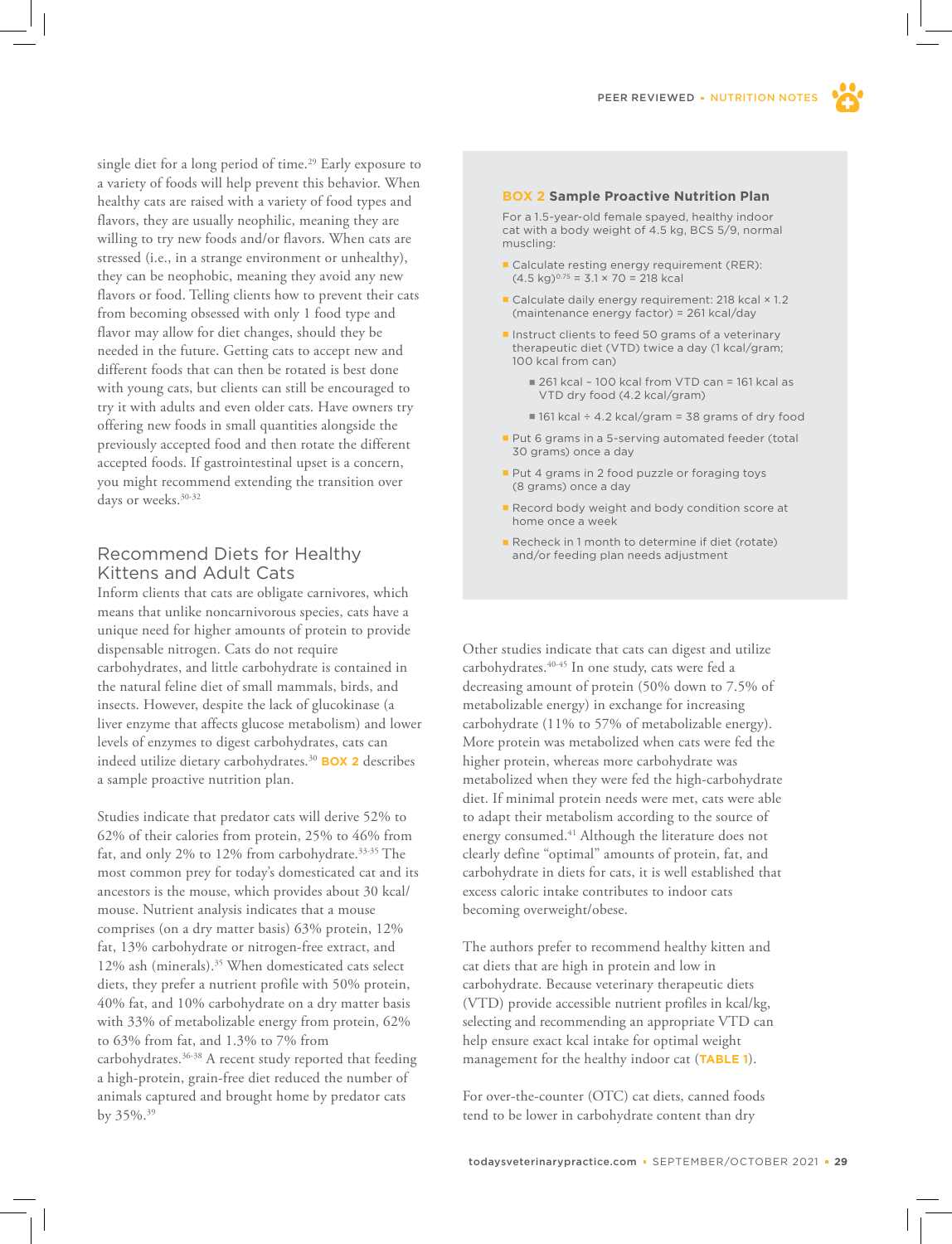single diet for a long period of time.[29] Early exposure to a variety of foods will help prevent this behavior. When healthy cats are raised with a variety of food types and flavors, they are usually neophilic, meaning they are willing to try new foods and/or flavors. When cats are stressed (i.e., in a strange environment or unhealthy), they can be neophobic, meaning they avoid any new flavors or food. Telling clients how to prevent their cats from becoming obsessed with only 1 food type and flavor may allow for diet changes, should they be needed in the future. Getting cats to accept new and different foods that can then be rotated is best done with young cats, but clients can still be encouraged to try it with adults and even older cats. Have owners try offering new foods in small quantities alongside the previously accepted food and then rotate the different accepted foods. If gastrointestinal upset is a concern, you might recommend extending the transition over days or weeks.[30-32]

## Recommend Diets for Healthy Kittens and Adult Cats

Inform clients that cats are obligate carnivores, which means that unlike noncarnivorous species, cats have a unique need for higher amounts of protein to provide dispensable nitrogen. Cats do not require carbohydrates, and little carbohydrate is contained in the natural feline diet of small mammals, birds, and insects. However, despite the lack of glucokinase (a liver enzyme that affects glucose metabolism) and lower levels of enzymes to digest carbohydrates, cats can indeed utilize dietary carbohydrates.[30] **BOX 2** describes a sample proactive nutrition plan.

Studies indicate that predator cats will derive 52% to 62% of their calories from protein, 25% to 46% from fat, and only 2% to 12% from carbohydrate.[33-35] The most common prey for today's domesticated cat and its ancestors is the mouse, which provides about 30 kcal/mouse. Nutrient analysis indicates that a mouse comprises (on a dry matter basis) 63% protein, 12% fat, 13% carbohydrate or nitrogen-free extract, and 12% ash (minerals).[35] When domesticated cats select diets, they prefer a nutrient profile with 50% protein, 40% fat, and 10% carbohydrate on a dry matter basis with 33% of metabolizable energy from protein, 62% to 63% from fat, and 1.3% to 7% from carbohydrates.[36-38] A recent study reported that feeding a high-protein, grain-free diet reduced the number of animals captured and brought home by predator cats by 35%.[39]

### BOX 2 Sample Proactive Nutrition Plan

For a 1.5-year-old female spayed, healthy indoor cat with a body weight of 4.5 kg, BCS 5/9, normal muscling:

- Calculate resting energy requirement (RER): $(4.5 \text{ kg})^{0.75}$ = 3.1 × 70 = 218 kcal
- Calculate daily energy requirement: 218 kcal × 1.2 (maintenance energy factor) = 261 kcal/day
- Instruct clients to feed 50 grams of a veterinary therapeutic diet (VTD) twice a day (1 kcal/gram; 100 kcal from can)
  - 261 kcal − 100 kcal from VTD can = 161 kcal as VTD dry food (4.2 kcal/gram)
  - 161 kcal ÷ 4.2 kcal/gram = 38 grams of dry food
- Put 6 grams in a 5-serving automated feeder (total 30 grams) once a day
- Put 4 grams in 2 food puzzle or foraging toys (8 grams) once a day
- Record body weight and body condition score at home once a week
- Recheck in 1 month to determine if diet (rotate) and/or feeding plan needs adjustment

Other studies indicate that cats can digest and utilize carbohydrates.[40-45] In one study, cats were fed a decreasing amount of protein (50% down to 7.5% of metabolizable energy) in exchange for increasing carbohydrate (11% to 57% of metabolizable energy). More protein was metabolized when cats were fed the higher protein, whereas more carbohydrate was metabolized when they were fed the high-carbohydrate diet. If minimal protein needs were met, cats were able to adapt their metabolism according to the source of energy consumed.[41] Although the literature does not clearly define "optimal" amounts of protein, fat, and carbohydrate in diets for cats, it is well established that excess caloric intake contributes to indoor cats becoming overweight/obese.

The authors prefer to recommend healthy kitten and cat diets that are high in protein and low in carbohydrate. Because veterinary therapeutic diets (VTD) provide accessible nutrient profiles in kcal/kg, selecting and recommending an appropriate VTD can help ensure exact kcal intake for optimal weight management for the healthy indoor cat (**TABLE 1**).

For over-the-counter (OTC) cat diets, canned foods tend to be lower in carbohydrate content than dry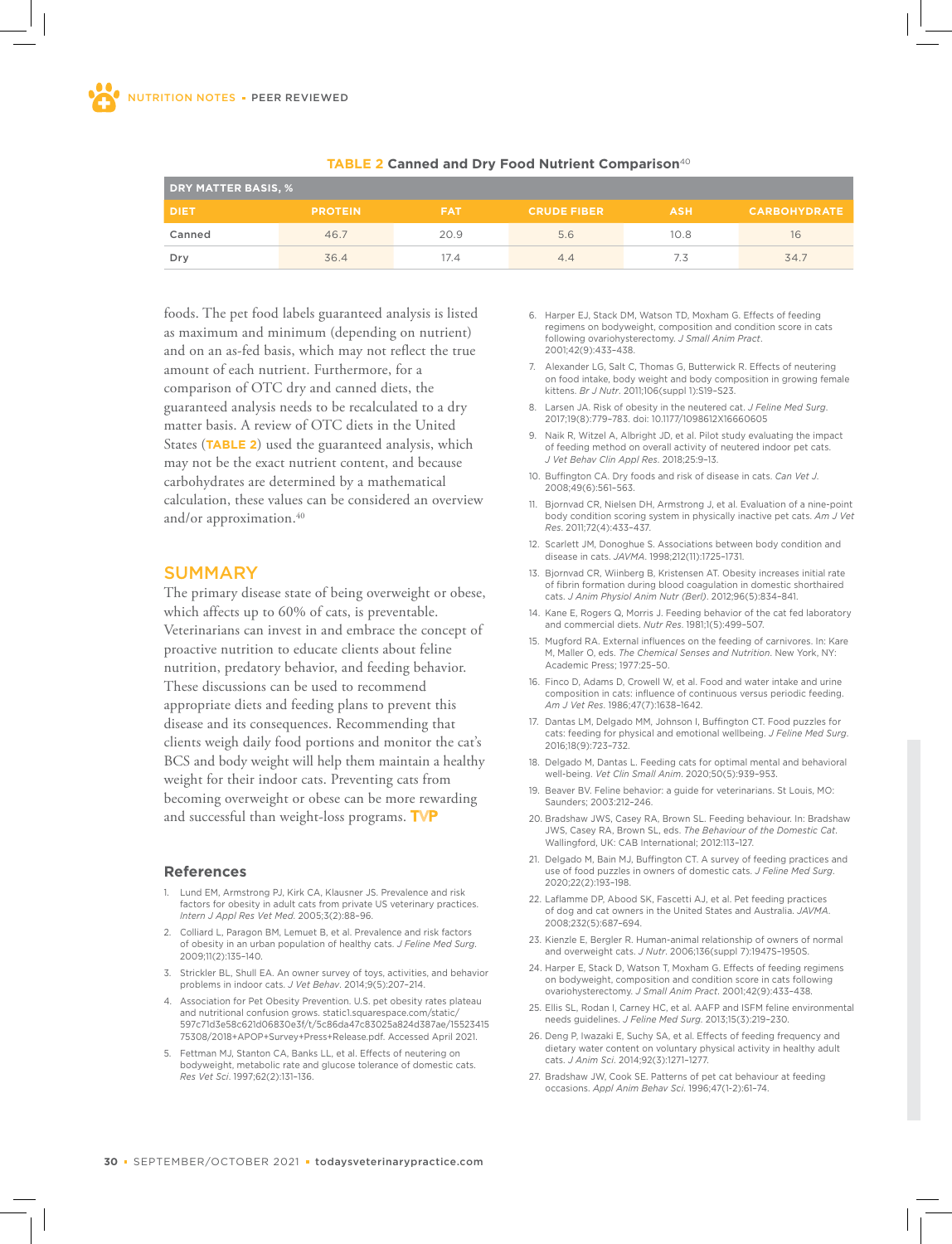**TABLE 2** Canned and Dry Food Nutrient Comparison[40]

| DRY MATTER BASIS, % | | | | | |
|---|---|---|---|---|---|
| DIET | PROTEIN | FAT | CRUDE FIBER | ASH | CARBOHYDRATE |
| Canned | 46.7 | 20.9 | 5.6 | 10.8 | 16 |
| Dry | 36.4 | 17.4 | 4.4 | 7.3 | 34.7 |

foods. The pet food labels guaranteed analysis is listed as maximum and minimum (depending on nutrient) and on an as-fed basis, which may not reflect the true amount of each nutrient. Furthermore, for a comparison of OTC dry and canned diets, the guaranteed analysis needs to be recalculated to a dry matter basis. A review of OTC diets in the United States (**TABLE 2**) used the guaranteed analysis, which may not be the exact nutrient content, and because carbohydrates are determined by a mathematical calculation, these values can be considered an overview and/or approximation.[40]

## SUMMARY

The primary disease state of being overweight or obese, which affects up to 60% of cats, is preventable. Veterinarians can invest in and embrace the concept of proactive nutrition to educate clients about feline nutrition, predatory behavior, and feeding behavior. These discussions can be used to recommend appropriate diets and feeding plans to prevent this disease and its consequences. Recommending that clients weigh daily food portions and monitor the cat's BCS and body weight will help them maintain a healthy weight for their indoor cats. Preventing cats from becoming overweight or obese can be more rewarding and successful than weight-loss programs. **TVP**

### References

1. Lund EM, Armstrong PJ, Kirk CA, Klausner JS. Prevalence and risk factors for obesity in adult cats from private US veterinary practices. *Intern J Appl Res Vet Med*. 2005;3(2):88-96.
2. Colliard L, Paragon BM, Lemuet B, et al. Prevalence and risk factors of obesity in an urban population of healthy cats. *J Feline Med Surg*. 2009;11(2):135-140.
3. Strickler BL, Shull EA. An owner survey of toys, activities, and behavior problems in indoor cats. *J Vet Behav*. 2014;9(5):207-214.
4. Association for Pet Obesity Prevention. U.S. pet obesity rates plateau and nutritional confusion grows. static1.squarespace.com/static/597c71d3e58c621d06830e3f/t/5c86da47c83025a824d387ae/1552341575308/2018+APOP+Survey+Press+Release.pdf. Accessed April 2021.
5. Fettman MJ, Stanton CA, Banks LL, et al. Effects of neutering on bodyweight, metabolic rate and glucose tolerance of domestic cats. *Res Vet Sci*. 1997;62(2):131-136.
6. Harper EJ, Stack DM, Watson TD, Moxham G. Effects of feeding regimens on bodyweight, composition and condition score in cats following ovariohysterectomy. *J Small Anim Pract*. 2001;42(9):433-438.
7. Alexander LG, Salt C, Thomas G, Butterwick R. Effects of neutering on food intake, body weight and body composition in growing female kittens. *Br J Nutr*. 2011;106(suppl 1):S19-S23.
8. Larsen JA. Risk of obesity in the neutered cat. *J Feline Med Surg*. 2017;19(8):779-783. doi: 10.1177/1098612X16660605
9. Naik R, Witzel A, Albright JD, et al. Pilot study evaluating the impact of feeding method on overall activity of neutered indoor pet cats. *J Vet Behav Clin Appl Res*. 2018;25:9-13.
10. Buffington CA. Dry foods and risk of disease in cats. *Can Vet J*. 2008;49(6):561-563.
11. Bjornvad CR, Nielsen DH, Armstrong J, et al. Evaluation of a nine-point body condition scoring system in physically inactive pet cats. *Am J Vet Res*. 2011;72(4):433-437.
12. Scarlett JM, Donoghue S. Associations between body condition and disease in cats. *JAVMA*. 1998;212(11):1725-1731.
13. Bjornvad CR, Wiinberg B, Kristensen AT. Obesity increases initial rate of fibrin formation during blood coagulation in domestic shorthaired cats. *J Anim Physiol Anim Nutr (Berl)*. 2012;96(5):834-841.
14. Kane E, Rogers Q, Morris J. Feeding behavior of the cat fed laboratory and commercial diets. *Nutr Res*. 1981;1(5):499-507.
15. Mugford RA. External influences on the feeding of carnivores. In: Kare M, Maller O, eds. *The Chemical Senses and Nutrition*. New York, NY: Academic Press; 1977:25-50.
16. Finco D, Adams D, Crowell W, et al. Food and water intake and urine composition in cats: influence of continuous versus periodic feeding. *Am J Vet Res*. 1986;47(7):1638-1642.
17. Dantas LM, Delgado MM, Johnson I, Buffington CT. Food puzzles for cats: feeding for physical and emotional wellbeing. *J Feline Med Surg*. 2016;18(9):723-732.
18. Delgado M, Dantas L. Feeding cats for optimal mental and behavioral well-being. *Vet Clin Small Anim*. 2020;50(5):939-953.
19. Beaver BV. Feline behavior: a guide for veterinarians. St Louis, MO: Saunders; 2003:212-246.
20. Bradshaw JWS, Casey RA, Brown SL. Feeding behaviour. In: Bradshaw JWS, Casey RA, Brown SL, eds. *The Behaviour of the Domestic Cat*. Wallingford, UK: CAB International; 2012:113-127.
21. Delgado M, Bain MJ, Buffington CT. A survey of feeding practices and use of food puzzles in owners of domestic cats. *J Feline Med Surg*. 2020;22(2):193-198.
22. Laflamme DP, Abood SK, Fascetti AJ, et al. Pet feeding practices of dog and cat owners in the United States and Australia. *JAVMA*. 2008;232(5):687-694.
23. Kienzle E, Bergler R. Human-animal relationship of owners of normal and overweight cats. *J Nutr*. 2006;136(suppl 7):1947S-1950S.
24. Harper E, Stack D, Watson T, Moxham G. Effects of feeding regimens on bodyweight, composition and condition score in cats following ovariohysterectomy. *J Small Anim Pract*. 2001;42(9):433-438.
25. Ellis SL, Rodan I, Carney HC, et al. AAFP and ISFM feline environmental needs guidelines. *J Feline Med Surg*. 2013;15(3):219-230.
26. Deng P, Iwazaki E, Suchy SA, et al. Effects of feeding frequency and dietary water content on voluntary physical activity in healthy adult cats. *J Anim Sci*. 2014;92(3):1271-1277.
27. Bradshaw JW, Cook SE. Patterns of pet cat behaviour at feeding occasions. *Appl Anim Behav Sci*. 1996;47(1-2):61-74.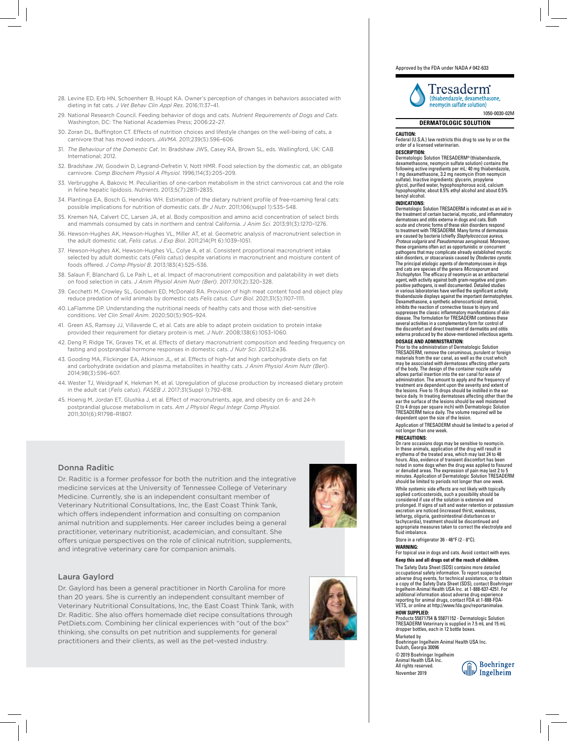28. Levine ED, Erb HN, Schoenherr B, Houpt KA. Owner's perception of changes in behaviors associated with dieting in fat cats. *J Vet Behav Clin Appl Res*. 2016;11:37–41.
29. National Research Council. Feeding behavior of dogs and cats. *Nutrient Requirements of Dogs and Cats*. Washington, DC: The National Academies Press; 2006:22–27.
30. Zoran DL, Buffington CT. Effects of nutrition choices and lifestyle changes on the well-being of cats, a carnivore that has moved indoors. *JAVMA*. 2011;239(5):596–606.
31. *The Behaviour of the Domestic Cat*. In: Bradshaw JWS, Casey RA, Brown SL, eds. Wallingford, UK: CAB International; 2012.
32. Bradshaw JW, Goodwin D, Legrand-Defretin V, Nott HMR. Food selection by the domestic cat, an obligate carnivore. *Comp Biochem Physiol A Physiol*. 1996;114(3):205–209.
33. Verbrugghe A, Bakovic M. Peculiarities of one-carbon metabolism in the strict carnivorous cat and the role in feline hepatic lipidosis. *Nutrients*. 2013;5(7):2811–2835.
34. Plantinga EA, Bosch G, Hendriks WH. Estimation of the dietary nutrient profile of free-roaming feral cats: possible implications for nutrition of domestic cats. *Br J Nutr*. 2011;106(suppl 1):S35–S48.
35. Kremen NA, Calvert CC, Larsen JA, et al. Body composition and amino acid concentration of select birds and mammals consumed by cats in northern and central California. *J Anim Sci*. 2013;91(3):1270–1276.
36. Hewson-Hughes AK, Hewson-Hughes VL, Miller AT, et al. Geometric analysis of macronutrient selection in the adult domestic cat, *Felis catus*. *J Exp Biol*. 2011;214(Pt 6):1039–1051.
37. Hewson-Hughes AK, Hewson-Hughes VL, Colyer A, et al. Consistent proportional macronutrient intake selected by adult domestic cats (*Felis catus*) despite variations in macronutrient and moisture content of foods offered. *J Comp Physiol B*. 2013;183(4):525–536.
38. Salaun F, Blanchard G, Le Paih L, et al. Impact of macronutrient composition and palatability in wet diets on food selection in cats. *J Anim Physiol Anim Nutr (Berl)*. 2017;101(2):320–328.
39. Cecchetti M, Crowley SL, Goodwin ED, McDonald RA. Provision of high meat content food and object play reduce predation of wild animals by domestic cats *Felis catus*. *Curr Biol*. 2021;31(5):1107–1111.
40. LaFlamme DP. Understanding the nutritional needs of healthy cats and those with diet-sensitive conditions. *Vet Clin Small Anim*. 2020;50(5):905–924.
41. Green AS, Ramsey JJ, Villaverde C, et al. Cats are able to adapt protein oxidation to protein intake provided their requirement for dietary protein is met. *J Nutr*. 2008;138(6):1053–1060.
42. Deng P, Ridge TK, Graves TK, et al. Effects of dietary macronutrient composition and feeding frequency on fasting and postprandial hormone responses in domestic cats. *J Nutr Sci*. 2013;2:e36.
43. Gooding MA, Flickinger EA, Atkinson JL, et al. Effects of high-fat and high carbohydrate diets on fat and carbohydrate oxidation and plasma metabolites in healthy cats. *J Anim Physiol Anim Nutr (Berl)*. 2014;98(3):596–607.
44. Wester TJ, Weidgraaf K, Hekman M, et al. Upregulation of glucose production by increased dietary protein in the adult cat (*Felis catus*). *FASEB J*. 2017;31(Suppl 1):792–818.
45. Hoenig M, Jordan ET, Glushka J, et al. Effect of macronutrients, age, and obesity on 6- and 24-h postprandial glucose metabolism in cats. *Am J Physiol Regul Integr Comp Physiol*. 2011;301(6):R1798–R1807.

## Donna Raditic

Dr. Raditic is a former professor for both the nutrition and the integrative medicine services at the University of Tennessee College of Veterinary Medicine. Currently, she is an independent consultant member of Veterinary Nutritional Consultations, Inc, the East Coast Think Tank, which offers independent information and consulting on companion animal nutrition and supplements. Her career includes being a general practitioner, veterinary nutritionist, academician, and consultant. She offers unique perspectives on the role of clinical nutrition, supplements, and integrative veterinary care for companion animals.

## Laura Gaylord

Dr. Gaylord has been a general practitioner in North Carolina for more than 20 years. She is currently an independent consultant member of Veterinary Nutritional Consultations, Inc, the East Coast Think Tank, with Dr. Raditic. She also offers homemade diet recipe consultations through PetDiets.com. Combining her clinical experiences with "out of the box" thinking, she consults on pet nutrition and supplements for general practitioners and their clients, as well as the pet-vested industry.

---

Approved by the FDA under NADA # 042-633

**Tresaderm®** (thiabendazole, dexamethasone, neomycin sulfate solution)

1050-0030-02M

### DERMATOLOGIC SOLUTION

**CAUTION:**
Federal (U.S.A.) law restricts this drug to use by or on the order of a licensed veterinarian.

**DESCRIPTION:**
Dermatologic Solution TRESADERM® (thiabendazole, dexamethasone, neomycin sulfate solution) contains the following active ingredients per mL: 40 mg thiabendazole, 1 mg dexamethasone, 3.2 mg neomycin (from neomycin sulfate). Inactive ingredients: glycerin, propylene glycol, purified water, hypophosphorous acid, calcium hypophosphite; about 8.5% ethyl alcohol and about 0.5% benzyl alcohol.

**INDICATIONS:**
Dermatologic Solution TRESADERM is indicated as an aid in the treatment of certain bacterial, mycotic, and inflammatory dermatoses and otitis externa in dogs and cats. Both acute and chronic forms of these skin disorders respond to treatment with TRESADERM. Many forms of dermatosis are caused by bacteria (chiefly *Staphylococcus aureus*, *Proteus vulgaris* and *Pseudomonas aeruginosa*). Moreover, these organisms often act as opportunistic or concurrent pathogens that may complicate already established mycotic skin disorders, or otoacariasis caused by *Otodectes cynotis*. The principal etiologic agents of dermatomycoses in dogs and cats are species of the genera *Microsporum* and *Trichophyton*. The efficacy of neomycin as an antibacterial agent, with activity against both gram-negative and gram-positive pathogens, is well documented. Detailed studies in various laboratories have verified the significant activity thiabendazole displays against the important dermatophytes. Dexamethasone, a synthetic adrenocorticoid steroid, inhibits the reaction of connective tissue to injury and suppresses the classic inflammatory manifestations of skin disease. The formulation for TRESADERM combines these several activities in a complementary form for control of the discomfort and direct treatment of dermatitis and otitis externa produced by the above-mentioned infectious agents.

**DOSAGE AND ADMINISTRATION:**
Prior to the administration of Dermatologic Solution TRESADERM, remove the ceruminous, purulent or foreign materials from the ear canal, as well as the crust which may be associated with dermatoses affecting other parts of the body. The design of the container nozzle safely allows partial insertion into the ear canal for ease of administration. The amount to apply and the frequency of treatment are dependent upon the severity and extent of the lesions. Five to 15 drops should be instilled in the ear twice daily. In treating dermatoses affecting other than the ear the surface of the lesions should be well moistened (2 to 4 drops per square inch) with Dermatologic Solution TRESADERM twice daily. The volume required will be dependent upon the size of the lesion.

Application of TRESADERM should be limited to a period of not longer than one week.

**PRECAUTIONS:**
On rare occasions dogs may be sensitive to neomycin. In these animals, application of the drug will result in erythema of the treated area, which may last 24 to 48 hours. Also, evidence of transient discomfort has been noted in some dogs when the drug was applied to fissured or denuded areas. The expression of pain may last 2 to 5 minutes. Application of Dermatologic Solution TRESADERM should be limited to periods not longer than one week.

While systemic side effects are not likely with topically applied corticosteroids, such a possibility should be considered if use of the solution is extensive and prolonged. If signs of salt and water retention or potassium excretion are noticed (increased thirst, weakness, lethargy, oliguria, gastrointestinal disturbances or tachycardia), treatment should be discontinued and appropriate measures taken to correct the electrolyte and fluid imbalance.

Store in a refrigerator 36 - 46°F (2 - 8°C).

**WARNING:**
For topical use in dogs and cats. Avoid contact with eyes.

**Keep this and all drugs out of the reach of children.**

The Safety Data Sheet (SDS) contains more detailed occupational safety information. To report suspected adverse drug events, for technical assistance, or to obtain a copy of the Safety Data Sheet (SDS), contact Boehringer Ingelheim Animal Health USA Inc. at 1-888-637-4251. For additional information about adverse drug experience reporting for animal drugs, contact FDA at 1-888-FDA-VETS, or online at http://www.fda.gov/reportanimalae.

**HOW SUPPLIED:**
Products 55871754 & 55871152 - Dermatologic Solution TRESADERM Veterinary is supplied in 7.5 mL and 15 mL dropper bottles, each in 12 bottle boxes.

Marketed by
Boehringer Ingelheim Animal Health USA Inc.
Duluth, Georgia 30096

© 2019 Boehringer Ingelheim Animal Health USA Inc.
All rights reserved.

November 2019

Boehringer Ingelheim